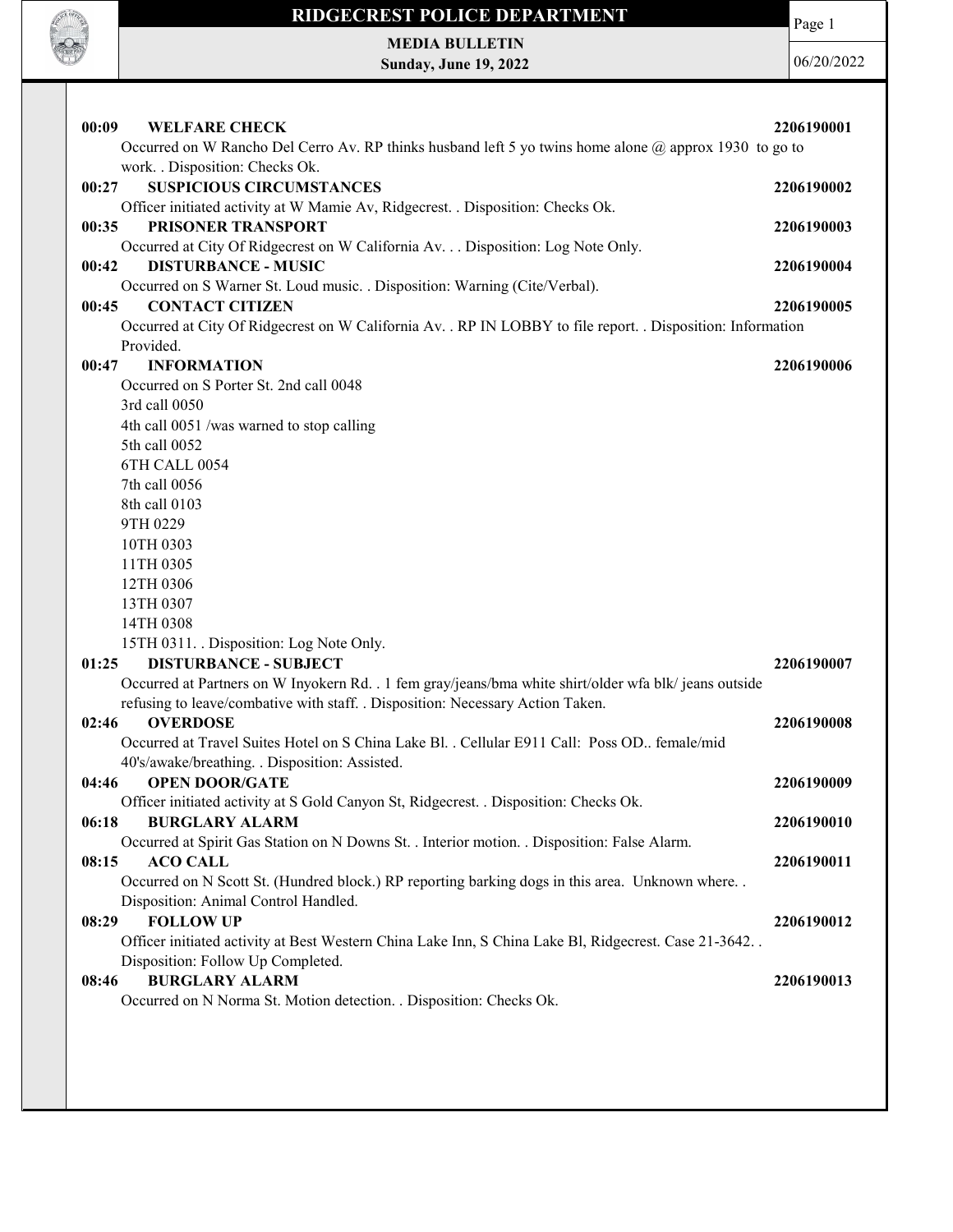# RIDGECREST POLICE DEPARTMENT

**MEDIA BULLETIN**
**Sunday, June 19, 2022**

06/20/2022

**00:09 WELFARE CHECK** **2206190001**
Occurred on W Rancho Del Cerro Av. RP thinks husband left 5 yo twins home alone @ approx 1930 to go to work. . Disposition: Checks Ok.

**00:27 SUSPICIOUS CIRCUMSTANCES** **2206190002**
Officer initiated activity at W Mamie Av, Ridgecrest. . Disposition: Checks Ok.

**00:35 PRISONER TRANSPORT** **2206190003**
Occurred at City Of Ridgecrest on W California Av. . . Disposition: Log Note Only.

**00:42 DISTURBANCE - MUSIC** **2206190004**
Occurred on S Warner St. Loud music. . Disposition: Warning (Cite/Verbal).

**00:45 CONTACT CITIZEN** **2206190005**
Occurred at City Of Ridgecrest on W California Av. . RP IN LOBBY to file report. . Disposition: Information Provided.

**00:47 INFORMATION** **2206190006**
Occurred on S Porter St. 2nd call 0048
3rd call 0050
4th call 0051 /was warned to stop calling
5th call 0052
6TH CALL 0054
7th call 0056
8th call 0103
9TH 0229
10TH 0303
11TH 0305
12TH 0306
13TH 0307
14TH 0308
15TH 0311. . Disposition: Log Note Only.

**01:25 DISTURBANCE - SUBJECT** **2206190007**
Occurred at Partners on W Inyokern Rd. . 1 fem gray/jeans/bma white shirt/older wfa blk/ jeans outside refusing to leave/combative with staff. . Disposition: Necessary Action Taken.

**02:46 OVERDOSE** **2206190008**
Occurred at Travel Suites Hotel on S China Lake Bl. . Cellular E911 Call: Poss OD.. female/mid 40's/awake/breathing. . Disposition: Assisted.

**04:46 OPEN DOOR/GATE** **2206190009**
Officer initiated activity at S Gold Canyon St, Ridgecrest. . Disposition: Checks Ok.

**06:18 BURGLARY ALARM** **2206190010**
Occurred at Spirit Gas Station on N Downs St. . Interior motion. . Disposition: False Alarm.

**08:15 ACO CALL** **2206190011**
Occurred on N Scott St. (Hundred block.) RP reporting barking dogs in this area. Unknown where. . Disposition: Animal Control Handled.

**08:29 FOLLOW UP** **2206190012**
Officer initiated activity at Best Western China Lake Inn, S China Lake Bl, Ridgecrest. Case 21-3642. . Disposition: Follow Up Completed.

**08:46 BURGLARY ALARM** **2206190013**
Occurred on N Norma St. Motion detection. . Disposition: Checks Ok.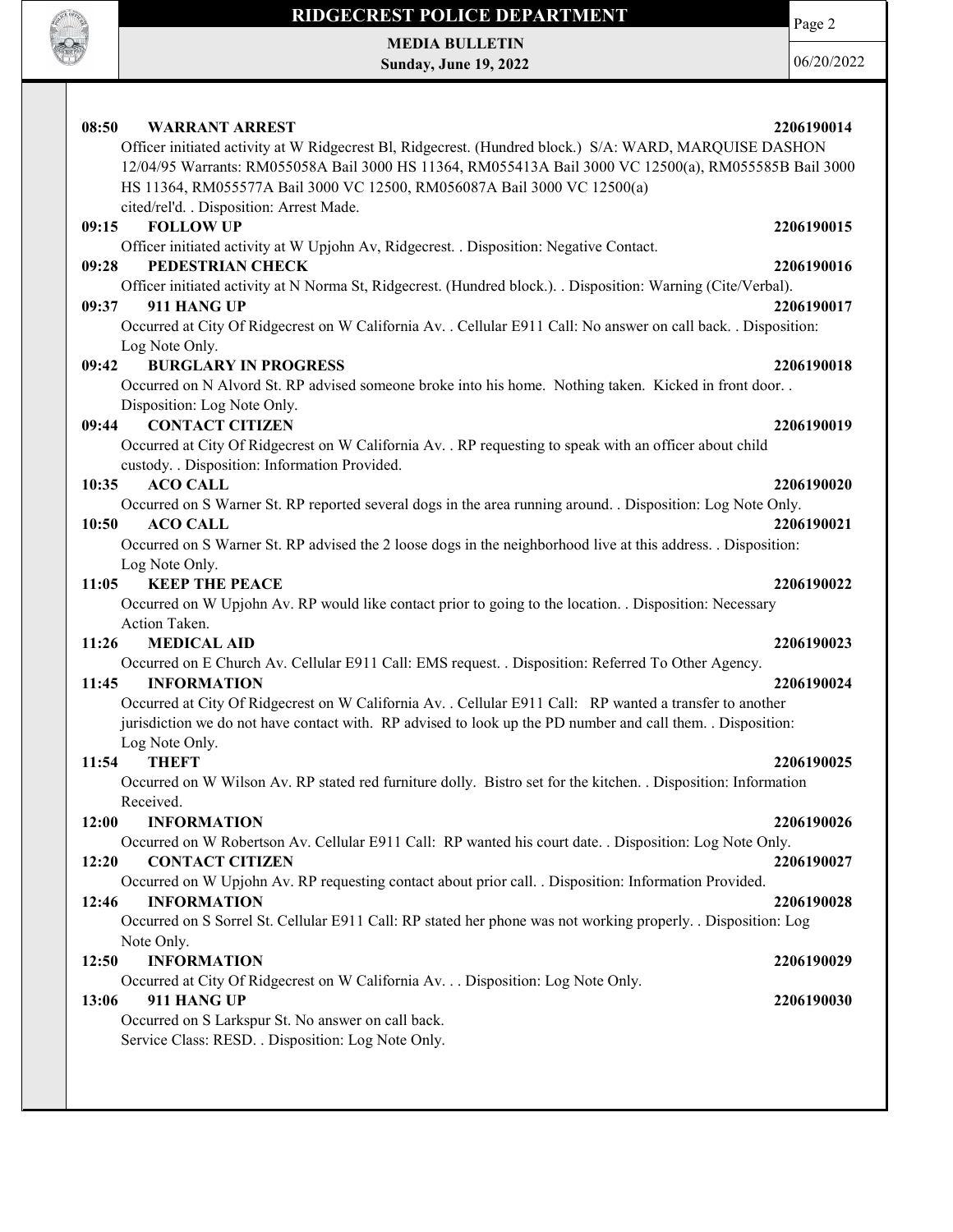**08:50 WARRANT ARREST 2206190014**

Officer initiated activity at W Ridgecrest Bl, Ridgecrest. (Hundred block.) S/A: WARD, MARQUISE DASHON 12/04/95 Warrants: RM055058A Bail 3000 HS 11364, RM055413A Bail 3000 VC 12500(a), RM055585B Bail 3000 HS 11364, RM055577A Bail 3000 VC 12500, RM056087A Bail 3000 VC 12500(a) cited/rel'd. . Disposition: Arrest Made.

**09:15 FOLLOW UP 2206190015**

Officer initiated activity at W Upjohn Av, Ridgecrest. . Disposition: Negative Contact.

**09:28 PEDESTRIAN CHECK 2206190016**

Officer initiated activity at N Norma St, Ridgecrest. (Hundred block.). . Disposition: Warning (Cite/Verbal).

**09:37 911 HANG UP 2206190017**

Occurred at City Of Ridgecrest on W California Av. . Cellular E911 Call: No answer on call back. . Disposition: Log Note Only.

**09:42 BURGLARY IN PROGRESS 2206190018**

Occurred on N Alvord St. RP advised someone broke into his home. Nothing taken. Kicked in front door. . Disposition: Log Note Only.

**09:44 CONTACT CITIZEN 2206190019**

Occurred at City Of Ridgecrest on W California Av. . RP requesting to speak with an officer about child custody. . Disposition: Information Provided.

**10:35 ACO CALL 2206190020**

Occurred on S Warner St. RP reported several dogs in the area running around. . Disposition: Log Note Only.

**10:50 ACO CALL 2206190021**

Occurred on S Warner St. RP advised the 2 loose dogs in the neighborhood live at this address. . Disposition: Log Note Only.

**11:05 KEEP THE PEACE 2206190022**

Occurred on W Upjohn Av. RP would like contact prior to going to the location. . Disposition: Necessary Action Taken.

**11:26 MEDICAL AID 2206190023**

Occurred on E Church Av. Cellular E911 Call: EMS request. . Disposition: Referred To Other Agency.

**11:45 INFORMATION 2206190024**

Occurred at City Of Ridgecrest on W California Av. . Cellular E911 Call: RP wanted a transfer to another jurisdiction we do not have contact with. RP advised to look up the PD number and call them. . Disposition: Log Note Only.

**11:54 THEFT 2206190025**

Occurred on W Wilson Av. RP stated red furniture dolly. Bistro set for the kitchen. . Disposition: Information Received.

**12:00 INFORMATION 2206190026**

Occurred on W Robertson Av. Cellular E911 Call: RP wanted his court date. . Disposition: Log Note Only.

**12:20 CONTACT CITIZEN 2206190027**

Occurred on W Upjohn Av. RP requesting contact about prior call. . Disposition: Information Provided.

**12:46 INFORMATION 2206190028**

Occurred on S Sorrel St. Cellular E911 Call: RP stated her phone was not working properly. . Disposition: Log Note Only.

**12:50 INFORMATION 2206190029**

Occurred at City Of Ridgecrest on W California Av. . . Disposition: Log Note Only.

**13:06 911 HANG UP 2206190030**

Occurred on S Larkspur St. No answer on call back.
Service Class: RESD. . Disposition: Log Note Only.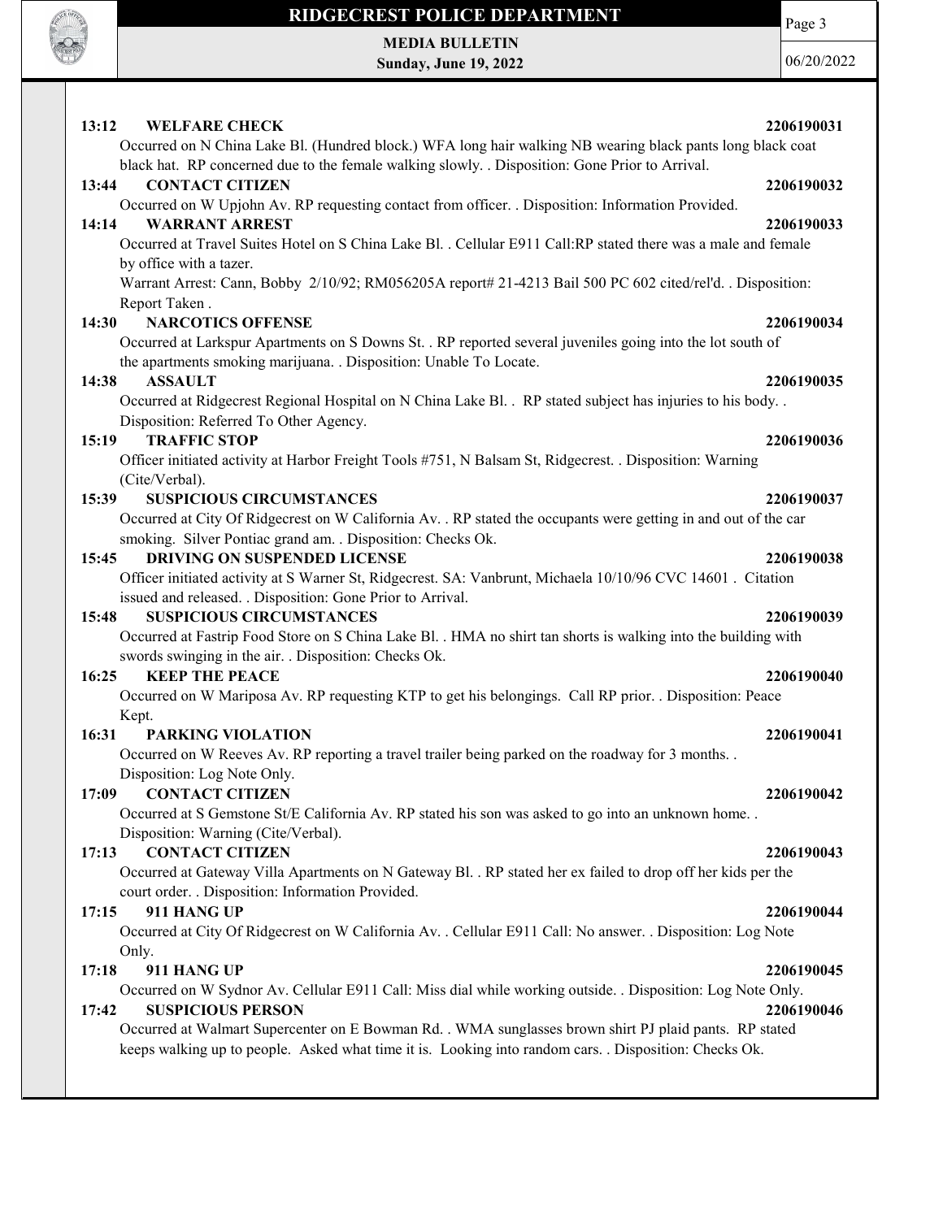**13:12 WELFARE CHECK** **2206190031**
Occurred on N China Lake Bl. (Hundred block.) WFA long hair walking NB wearing black pants long black coat black hat. RP concerned due to the female walking slowly. . Disposition: Gone Prior to Arrival.

**13:44 CONTACT CITIZEN** **2206190032**
Occurred on W Upjohn Av. RP requesting contact from officer. . Disposition: Information Provided.

**14:14 WARRANT ARREST** **2206190033**
Occurred at Travel Suites Hotel on S China Lake Bl. . Cellular E911 Call:RP stated there was a male and female by office with a tazer.
Warrant Arrest: Cann, Bobby 2/10/92; RM056205A report# 21-4213 Bail 500 PC 602 cited/rel'd. . Disposition: Report Taken .

**14:30 NARCOTICS OFFENSE** **2206190034**
Occurred at Larkspur Apartments on S Downs St. . RP reported several juveniles going into the lot south of the apartments smoking marijuana. . Disposition: Unable To Locate.

**14:38 ASSAULT** **2206190035**
Occurred at Ridgecrest Regional Hospital on N China Lake Bl. . RP stated subject has injuries to his body. . Disposition: Referred To Other Agency.

**15:19 TRAFFIC STOP** **2206190036**
Officer initiated activity at Harbor Freight Tools #751, N Balsam St, Ridgecrest. . Disposition: Warning (Cite/Verbal).

**15:39 SUSPICIOUS CIRCUMSTANCES** **2206190037**
Occurred at City Of Ridgecrest on W California Av. . RP stated the occupants were getting in and out of the car smoking. Silver Pontiac grand am. . Disposition: Checks Ok.

**15:45 DRIVING ON SUSPENDED LICENSE** **2206190038**
Officer initiated activity at S Warner St, Ridgecrest. SA: Vanbrunt, Michaela 10/10/96 CVC 14601 . Citation issued and released. . Disposition: Gone Prior to Arrival.

**15:48 SUSPICIOUS CIRCUMSTANCES** **2206190039**
Occurred at Fastrip Food Store on S China Lake Bl. . HMA no shirt tan shorts is walking into the building with swords swinging in the air. . Disposition: Checks Ok.

**16:25 KEEP THE PEACE** **2206190040**
Occurred on W Mariposa Av. RP requesting KTP to get his belongings. Call RP prior. . Disposition: Peace Kept.

**16:31 PARKING VIOLATION** **2206190041**
Occurred on W Reeves Av. RP reporting a travel trailer being parked on the roadway for 3 months. . Disposition: Log Note Only.

**17:09 CONTACT CITIZEN** **2206190042**
Occurred at S Gemstone St/E California Av. RP stated his son was asked to go into an unknown home. . Disposition: Warning (Cite/Verbal).

**17:13 CONTACT CITIZEN** **2206190043**
Occurred at Gateway Villa Apartments on N Gateway Bl. . RP stated her ex failed to drop off her kids per the court order. . Disposition: Information Provided.

**17:15 911 HANG UP** **2206190044**
Occurred at City Of Ridgecrest on W California Av. . Cellular E911 Call: No answer. . Disposition: Log Note Only.

**17:18 911 HANG UP** **2206190045**
Occurred on W Sydnor Av. Cellular E911 Call: Miss dial while working outside. . Disposition: Log Note Only.

**17:42 SUSPICIOUS PERSON** **2206190046**
Occurred at Walmart Supercenter on E Bowman Rd. . WMA sunglasses brown shirt PJ plaid pants. RP stated keeps walking up to people. Asked what time it is. Looking into random cars. . Disposition: Checks Ok.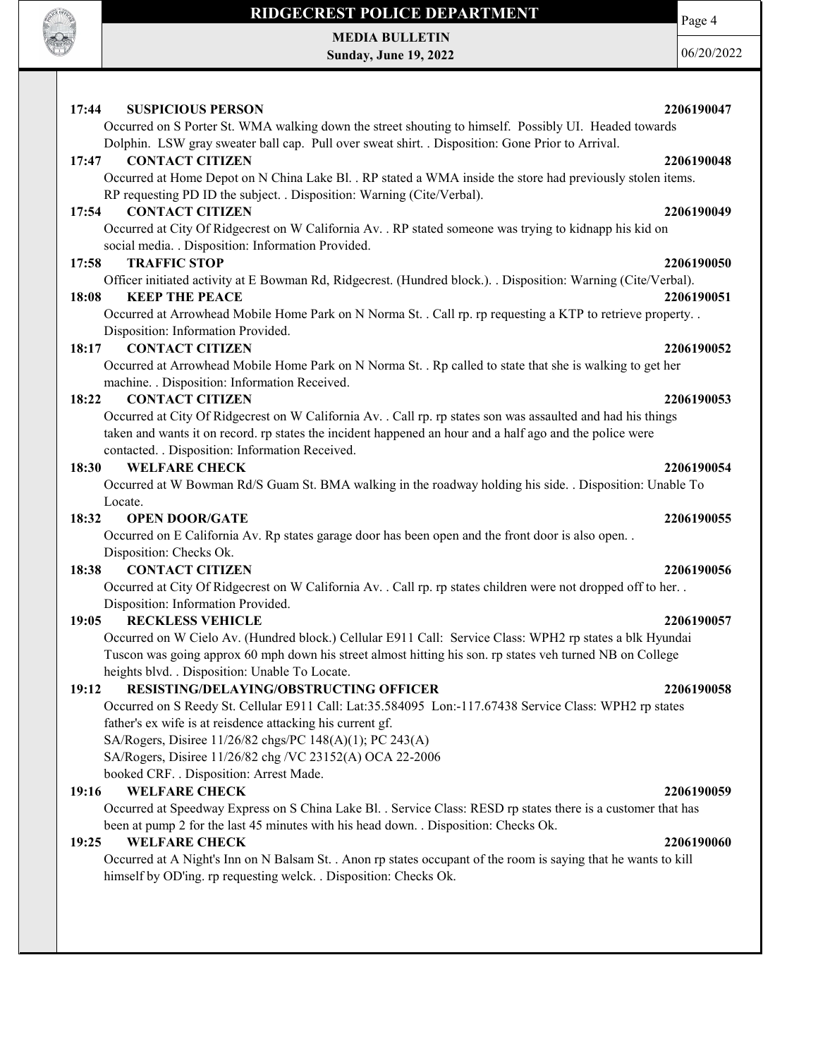**17:44 SUSPICIOUS PERSON 2206190047**

Occurred on S Porter St. WMA walking down the street shouting to himself. Possibly UI. Headed towards Dolphin. LSW gray sweater ball cap. Pull over sweat shirt. . Disposition: Gone Prior to Arrival.

**17:47 CONTACT CITIZEN 2206190048**

Occurred at Home Depot on N China Lake Bl. . RP stated a WMA inside the store had previously stolen items. RP requesting PD ID the subject. . Disposition: Warning (Cite/Verbal).

**17:54 CONTACT CITIZEN 2206190049**

Occurred at City Of Ridgecrest on W California Av. . RP stated someone was trying to kidnapp his kid on social media. . Disposition: Information Provided.

**17:58 TRAFFIC STOP 2206190050**

Officer initiated activity at E Bowman Rd, Ridgecrest. (Hundred block.). . Disposition: Warning (Cite/Verbal).

**18:08 KEEP THE PEACE 2206190051**

Occurred at Arrowhead Mobile Home Park on N Norma St. . Call rp. rp requesting a KTP to retrieve property. . Disposition: Information Provided.

**18:17 CONTACT CITIZEN 2206190052**

Occurred at Arrowhead Mobile Home Park on N Norma St. . Rp called to state that she is walking to get her machine. . Disposition: Information Received.

**18:22 CONTACT CITIZEN 2206190053**

Occurred at City Of Ridgecrest on W California Av. . Call rp. rp states son was assaulted and had his things taken and wants it on record. rp states the incident happened an hour and a half ago and the police were contacted. . Disposition: Information Received.

**18:30 WELFARE CHECK 2206190054**

Occurred at W Bowman Rd/S Guam St. BMA walking in the roadway holding his side. . Disposition: Unable To Locate.

**18:32 OPEN DOOR/GATE 2206190055**

Occurred on E California Av. Rp states garage door has been open and the front door is also open. . Disposition: Checks Ok.

**18:38 CONTACT CITIZEN 2206190056**

Occurred at City Of Ridgecrest on W California Av. . Call rp. rp states children were not dropped off to her. . Disposition: Information Provided.

**19:05 RECKLESS VEHICLE 2206190057**

Occurred on W Cielo Av. (Hundred block.) Cellular E911 Call: Service Class: WPH2 rp states a blk Hyundai Tuscon was going approx 60 mph down his street almost hitting his son. rp states veh turned NB on College heights blvd. . Disposition: Unable To Locate.

**19:12 RESISTING/DELAYING/OBSTRUCTING OFFICER 2206190058**

Occurred on S Reedy St. Cellular E911 Call: Lat:35.584095 Lon:-117.67438 Service Class: WPH2 rp states father's ex wife is at reisdence attacking his current gf.
SA/Rogers, Disiree 11/26/82 chgs/PC 148(A)(1); PC 243(A)
SA/Rogers, Disiree 11/26/82 chg /VC 23152(A) OCA 22-2006
booked CRF. . Disposition: Arrest Made.

**19:16 WELFARE CHECK 2206190059**

Occurred at Speedway Express on S China Lake Bl. . Service Class: RESD rp states there is a customer that has been at pump 2 for the last 45 minutes with his head down. . Disposition: Checks Ok.

**19:25 WELFARE CHECK 2206190060**

Occurred at A Night's Inn on N Balsam St. . Anon rp states occupant of the room is saying that he wants to kill himself by OD'ing. rp requesting welck. . Disposition: Checks Ok.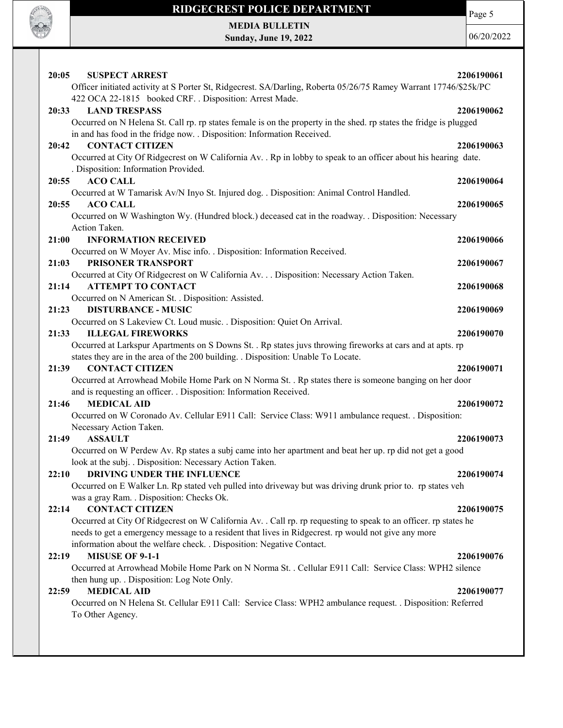**20:05 SUSPECT ARREST 2206190061**
Officer initiated activity at S Porter St, Ridgecrest. SA/Darling, Roberta 05/26/75 Ramey Warrant 17746/$25k/PC 422 OCA 22-1815 booked CRF. . Disposition: Arrest Made.

**20:33 LAND TRESPASS 2206190062**
Occurred on N Helena St. Call rp. rp states female is on the property in the shed. rp states the fridge is plugged in and has food in the fridge now. . Disposition: Information Received.

**20:42 CONTACT CITIZEN 2206190063**
Occurred at City Of Ridgecrest on W California Av. . Rp in lobby to speak to an officer about his hearing date. . Disposition: Information Provided.

**20:55 ACO CALL 2206190064**
Occurred at W Tamarisk Av/N Inyo St. Injured dog. . Disposition: Animal Control Handled.

**20:55 ACO CALL 2206190065**
Occurred on W Washington Wy. (Hundred block.) deceased cat in the roadway. . Disposition: Necessary Action Taken.

**21:00 INFORMATION RECEIVED 2206190066**
Occurred on W Moyer Av. Misc info. . Disposition: Information Received.

**21:03 PRISONER TRANSPORT 2206190067**
Occurred at City Of Ridgecrest on W California Av. . . Disposition: Necessary Action Taken.

**21:14 ATTEMPT TO CONTACT 2206190068**
Occurred on N American St. . Disposition: Assisted.

**21:23 DISTURBANCE - MUSIC 2206190069**
Occurred on S Lakeview Ct. Loud music. . Disposition: Quiet On Arrival.

**21:33 ILLEGAL FIREWORKS 2206190070**
Occurred at Larkspur Apartments on S Downs St. . Rp states juvs throwing fireworks at cars and at apts. rp states they are in the area of the 200 building. . Disposition: Unable To Locate.

**21:39 CONTACT CITIZEN 2206190071**
Occurred at Arrowhead Mobile Home Park on N Norma St. . Rp states there is someone banging on her door and is requesting an officer. . Disposition: Information Received.

**21:46 MEDICAL AID 2206190072**
Occurred on W Coronado Av. Cellular E911 Call: Service Class: W911 ambulance request. . Disposition: Necessary Action Taken.

**21:49 ASSAULT 2206190073**
Occurred on W Perdew Av. Rp states a subj came into her apartment and beat her up. rp did not get a good look at the subj. . Disposition: Necessary Action Taken.

**22:10 DRIVING UNDER THE INFLUENCE 2206190074**
Occurred on E Walker Ln. Rp stated veh pulled into driveway but was driving drunk prior to. rp states veh was a gray Ram. . Disposition: Checks Ok.

**22:14 CONTACT CITIZEN 2206190075**
Occurred at City Of Ridgecrest on W California Av. . Call rp. rp requesting to speak to an officer. rp states he needs to get a emergency message to a resident that lives in Ridgecrest. rp would not give any more information about the welfare check. . Disposition: Negative Contact.

**22:19 MISUSE OF 9-1-1 2206190076**
Occurred at Arrowhead Mobile Home Park on N Norma St. . Cellular E911 Call: Service Class: WPH2 silence then hung up. . Disposition: Log Note Only.

**22:59 MEDICAL AID 2206190077**
Occurred on N Helena St. Cellular E911 Call: Service Class: WPH2 ambulance request. . Disposition: Referred To Other Agency.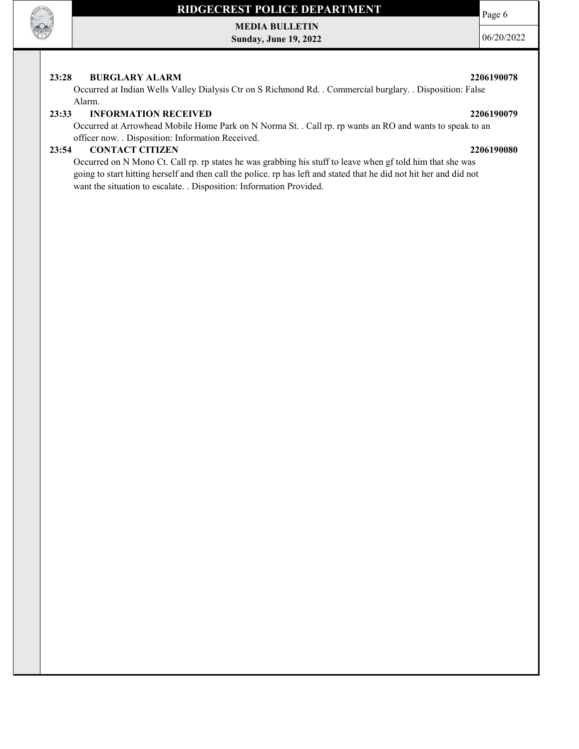**23:28 BURGLARY ALARM** **2206190078**

Occurred at Indian Wells Valley Dialysis Ctr on S Richmond Rd. . Commercial burglary. . Disposition: False Alarm.

**23:33 INFORMATION RECEIVED** **2206190079**

Occurred at Arrowhead Mobile Home Park on N Norma St. . Call rp. rp wants an RO and wants to speak to an officer now. . Disposition: Information Received.

**23:54 CONTACT CITIZEN** **2206190080**

Occurred on N Mono Ct. Call rp. rp states he was grabbing his stuff to leave when gf told him that she was going to start hitting herself and then call the police. rp has left and stated that he did not hit her and did not want the situation to escalate. . Disposition: Information Provided.